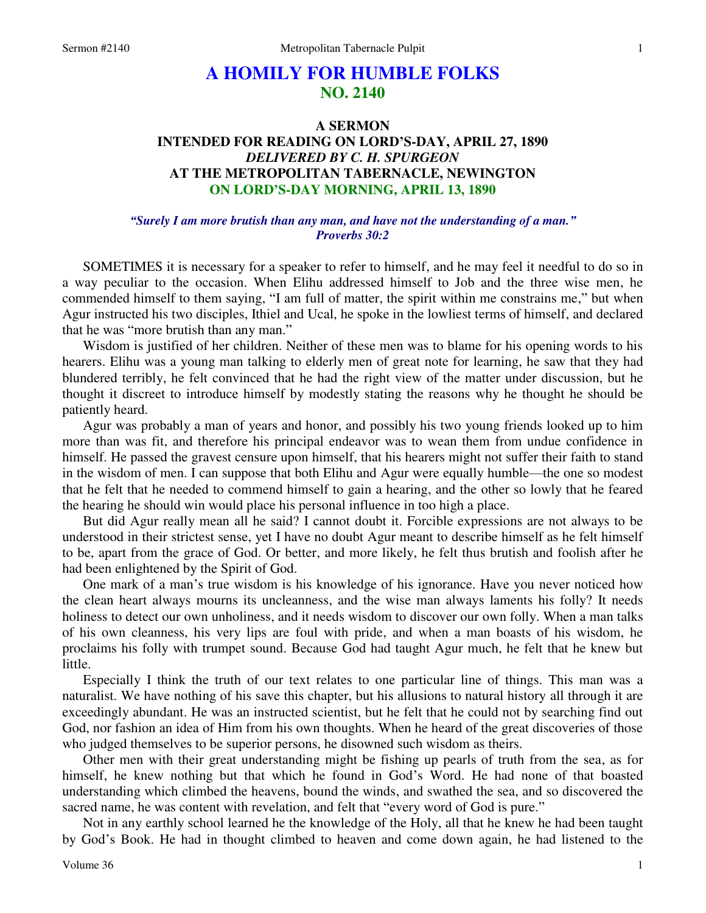# A HOMILY FOR HUMBLE FOLKS
## NO. 2140

### A SERMON
### INTENDED FOR READING ON LORD'S-DAY, APRIL 27, 1890
### *DELIVERED BY C. H. SPURGEON*
### AT THE METROPOLITAN TABERNACLE, NEWINGTON
### ON LORD'S-DAY MORNING, APRIL 13, 1890

***"Surely I am more brutish than any man, and have not the understanding of a man." Proverbs 30:2***

SOMETIMES it is necessary for a speaker to refer to himself, and he may feel it needful to do so in a way peculiar to the occasion. When Elihu addressed himself to Job and the three wise men, he commended himself to them saying, "I am full of matter, the spirit within me constrains me," but when Agur instructed his two disciples, Ithiel and Ucal, he spoke in the lowliest terms of himself, and declared that he was "more brutish than any man."

Wisdom is justified of her children. Neither of these men was to blame for his opening words to his hearers. Elihu was a young man talking to elderly men of great note for learning, he saw that they had blundered terribly, he felt convinced that he had the right view of the matter under discussion, but he thought it discreet to introduce himself by modestly stating the reasons why he thought he should be patiently heard.

Agur was probably a man of years and honor, and possibly his two young friends looked up to him more than was fit, and therefore his principal endeavor was to wean them from undue confidence in himself. He passed the gravest censure upon himself, that his hearers might not suffer their faith to stand in the wisdom of men. I can suppose that both Elihu and Agur were equally humble—the one so modest that he felt that he needed to commend himself to gain a hearing, and the other so lowly that he feared the hearing he should win would place his personal influence in too high a place.

But did Agur really mean all he said? I cannot doubt it. Forcible expressions are not always to be understood in their strictest sense, yet I have no doubt Agur meant to describe himself as he felt himself to be, apart from the grace of God. Or better, and more likely, he felt thus brutish and foolish after he had been enlightened by the Spirit of God.

One mark of a man's true wisdom is his knowledge of his ignorance. Have you never noticed how the clean heart always mourns its uncleanness, and the wise man always laments his folly? It needs holiness to detect our own unholiness, and it needs wisdom to discover our own folly. When a man talks of his own cleanness, his very lips are foul with pride, and when a man boasts of his wisdom, he proclaims his folly with trumpet sound. Because God had taught Agur much, he felt that he knew but little.

Especially I think the truth of our text relates to one particular line of things. This man was a naturalist. We have nothing of his save this chapter, but his allusions to natural history all through it are exceedingly abundant. He was an instructed scientist, but he felt that he could not by searching find out God, nor fashion an idea of Him from his own thoughts. When he heard of the great discoveries of those who judged themselves to be superior persons, he disowned such wisdom as theirs.

Other men with their great understanding might be fishing up pearls of truth from the sea, as for himself, he knew nothing but that which he found in God's Word. He had none of that boasted understanding which climbed the heavens, bound the winds, and swathed the sea, and so discovered the sacred name, he was content with revelation, and felt that "every word of God is pure."

Not in any earthly school learned he the knowledge of the Holy, all that he knew he had been taught by God's Book. He had in thought climbed to heaven and come down again, he had listened to the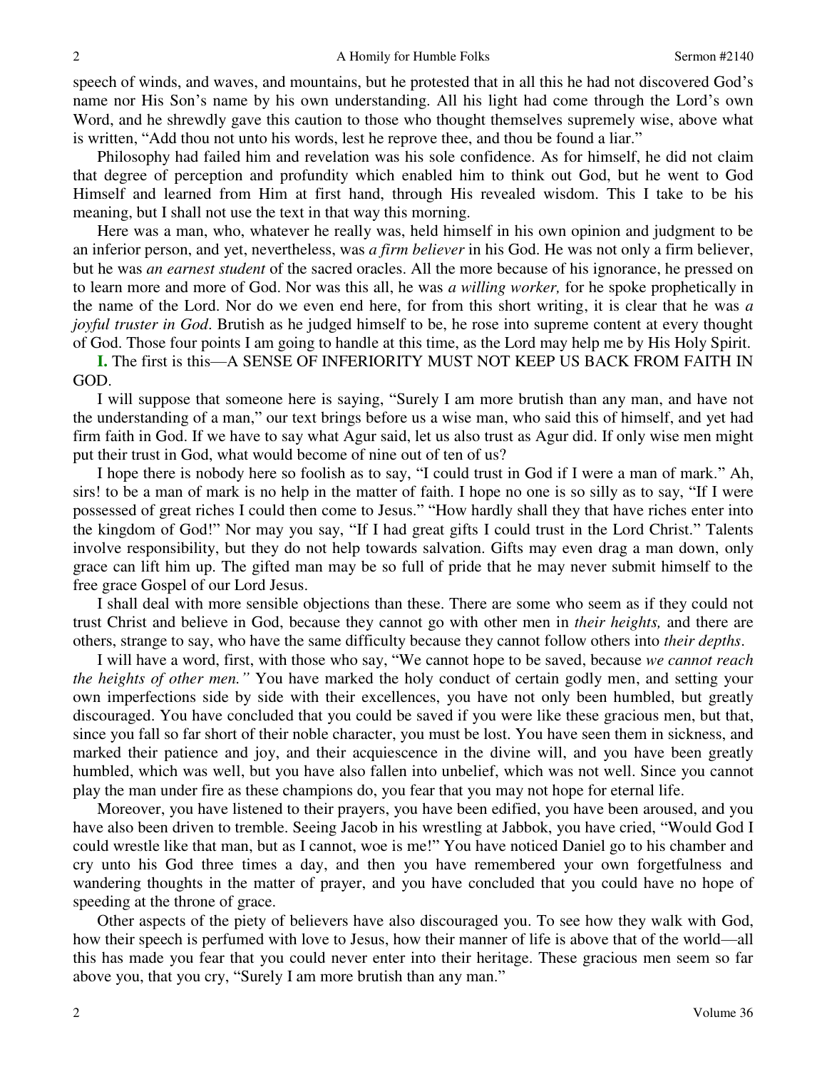speech of winds, and waves, and mountains, but he protested that in all this he had not discovered God's name nor His Son's name by his own understanding. All his light had come through the Lord's own Word, and he shrewdly gave this caution to those who thought themselves supremely wise, above what is written, "Add thou not unto his words, lest he reprove thee, and thou be found a liar."

Philosophy had failed him and revelation was his sole confidence. As for himself, he did not claim that degree of perception and profundity which enabled him to think out God, but he went to God Himself and learned from Him at first hand, through His revealed wisdom. This I take to be his meaning, but I shall not use the text in that way this morning.

Here was a man, who, whatever he really was, held himself in his own opinion and judgment to be an inferior person, and yet, nevertheless, was *a firm believer* in his God. He was not only a firm believer, but he was *an earnest student* of the sacred oracles. All the more because of his ignorance, he pressed on to learn more and more of God. Nor was this all, he was *a willing worker,* for he spoke prophetically in the name of the Lord. Nor do we even end here, for from this short writing, it is clear that he was *a joyful truster in God*. Brutish as he judged himself to be, he rose into supreme content at every thought of God. Those four points I am going to handle at this time, as the Lord may help me by His Holy Spirit.

**I.** The first is this—A SENSE OF INFERIORITY MUST NOT KEEP US BACK FROM FAITH IN GOD.

I will suppose that someone here is saying, "Surely I am more brutish than any man, and have not the understanding of a man," our text brings before us a wise man, who said this of himself, and yet had firm faith in God. If we have to say what Agur said, let us also trust as Agur did. If only wise men might put their trust in God, what would become of nine out of ten of us?

I hope there is nobody here so foolish as to say, "I could trust in God if I were a man of mark." Ah, sirs! to be a man of mark is no help in the matter of faith. I hope no one is so silly as to say, "If I were possessed of great riches I could then come to Jesus." "How hardly shall they that have riches enter into the kingdom of God!" Nor may you say, "If I had great gifts I could trust in the Lord Christ." Talents involve responsibility, but they do not help towards salvation. Gifts may even drag a man down, only grace can lift him up. The gifted man may be so full of pride that he may never submit himself to the free grace Gospel of our Lord Jesus.

I shall deal with more sensible objections than these. There are some who seem as if they could not trust Christ and believe in God, because they cannot go with other men in *their heights,* and there are others, strange to say, who have the same difficulty because they cannot follow others into *their depths*.

I will have a word, first, with those who say, "We cannot hope to be saved, because *we cannot reach the heights of other men."* You have marked the holy conduct of certain godly men, and setting your own imperfections side by side with their excellences, you have not only been humbled, but greatly discouraged. You have concluded that you could be saved if you were like these gracious men, but that, since you fall so far short of their noble character, you must be lost. You have seen them in sickness, and marked their patience and joy, and their acquiescence in the divine will, and you have been greatly humbled, which was well, but you have also fallen into unbelief, which was not well. Since you cannot play the man under fire as these champions do, you fear that you may not hope for eternal life.

Moreover, you have listened to their prayers, you have been edified, you have been aroused, and you have also been driven to tremble. Seeing Jacob in his wrestling at Jabbok, you have cried, "Would God I could wrestle like that man, but as I cannot, woe is me!" You have noticed Daniel go to his chamber and cry unto his God three times a day, and then you have remembered your own forgetfulness and wandering thoughts in the matter of prayer, and you have concluded that you could have no hope of speeding at the throne of grace.

Other aspects of the piety of believers have also discouraged you. To see how they walk with God, how their speech is perfumed with love to Jesus, how their manner of life is above that of the world—all this has made you fear that you could never enter into their heritage. These gracious men seem so far above you, that you cry, "Surely I am more brutish than any man."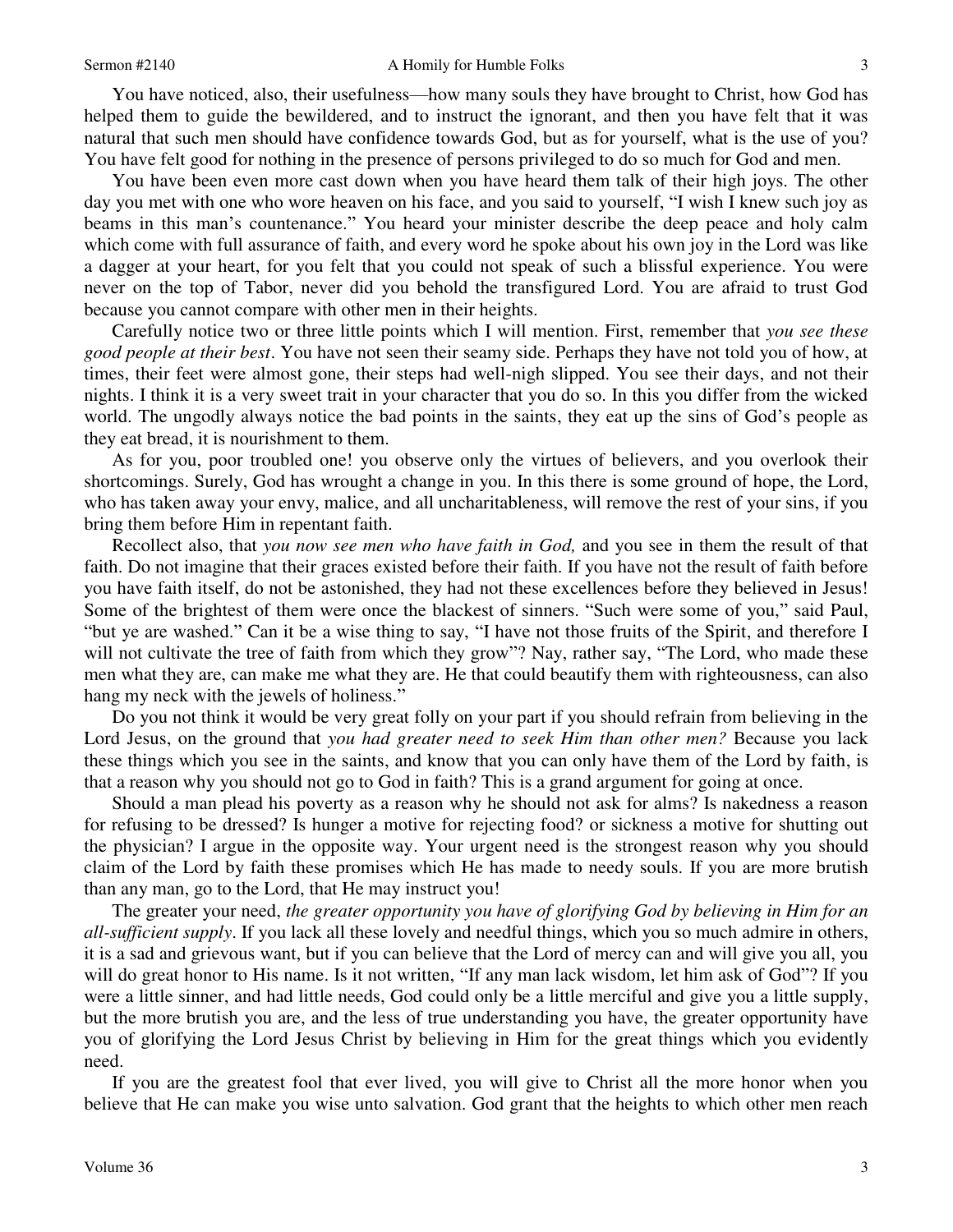You have noticed, also, their usefulness—how many souls they have brought to Christ, how God has helped them to guide the bewildered, and to instruct the ignorant, and then you have felt that it was natural that such men should have confidence towards God, but as for yourself, what is the use of you? You have felt good for nothing in the presence of persons privileged to do so much for God and men.

You have been even more cast down when you have heard them talk of their high joys. The other day you met with one who wore heaven on his face, and you said to yourself, "I wish I knew such joy as beams in this man's countenance." You heard your minister describe the deep peace and holy calm which come with full assurance of faith, and every word he spoke about his own joy in the Lord was like a dagger at your heart, for you felt that you could not speak of such a blissful experience. You were never on the top of Tabor, never did you behold the transfigured Lord. You are afraid to trust God because you cannot compare with other men in their heights.

Carefully notice two or three little points which I will mention. First, remember that *you see these good people at their best*. You have not seen their seamy side. Perhaps they have not told you of how, at times, their feet were almost gone, their steps had well-nigh slipped. You see their days, and not their nights. I think it is a very sweet trait in your character that you do so. In this you differ from the wicked world. The ungodly always notice the bad points in the saints, they eat up the sins of God's people as they eat bread, it is nourishment to them.

As for you, poor troubled one! you observe only the virtues of believers, and you overlook their shortcomings. Surely, God has wrought a change in you. In this there is some ground of hope, the Lord, who has taken away your envy, malice, and all uncharitableness, will remove the rest of your sins, if you bring them before Him in repentant faith.

Recollect also, that *you now see men who have faith in God,* and you see in them the result of that faith. Do not imagine that their graces existed before their faith. If you have not the result of faith before you have faith itself, do not be astonished, they had not these excellences before they believed in Jesus! Some of the brightest of them were once the blackest of sinners. "Such were some of you," said Paul, "but ye are washed." Can it be a wise thing to say, "I have not those fruits of the Spirit, and therefore I will not cultivate the tree of faith from which they grow"? Nay, rather say, "The Lord, who made these men what they are, can make me what they are. He that could beautify them with righteousness, can also hang my neck with the jewels of holiness."

Do you not think it would be very great folly on your part if you should refrain from believing in the Lord Jesus, on the ground that *you had greater need to seek Him than other men?* Because you lack these things which you see in the saints, and know that you can only have them of the Lord by faith, is that a reason why you should not go to God in faith? This is a grand argument for going at once.

Should a man plead his poverty as a reason why he should not ask for alms? Is nakedness a reason for refusing to be dressed? Is hunger a motive for rejecting food? or sickness a motive for shutting out the physician? I argue in the opposite way. Your urgent need is the strongest reason why you should claim of the Lord by faith these promises which He has made to needy souls. If you are more brutish than any man, go to the Lord, that He may instruct you!

The greater your need, *the greater opportunity you have of glorifying God by believing in Him for an all-sufficient supply*. If you lack all these lovely and needful things, which you so much admire in others, it is a sad and grievous want, but if you can believe that the Lord of mercy can and will give you all, you will do great honor to His name. Is it not written, "If any man lack wisdom, let him ask of God"? If you were a little sinner, and had little needs, God could only be a little merciful and give you a little supply, but the more brutish you are, and the less of true understanding you have, the greater opportunity have you of glorifying the Lord Jesus Christ by believing in Him for the great things which you evidently need.

If you are the greatest fool that ever lived, you will give to Christ all the more honor when you believe that He can make you wise unto salvation. God grant that the heights to which other men reach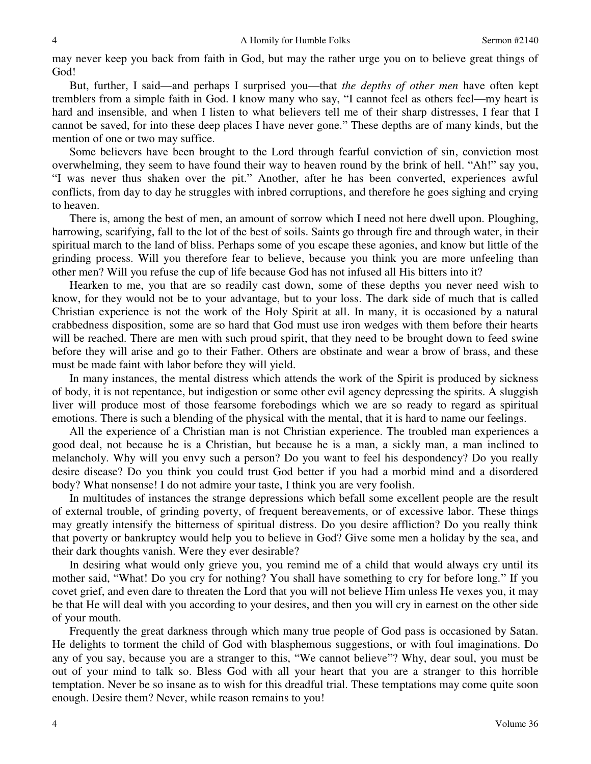may never keep you back from faith in God, but may the rather urge you on to believe great things of God!

But, further, I said—and perhaps I surprised you—that *the depths of other men* have often kept tremblers from a simple faith in God. I know many who say, "I cannot feel as others feel—my heart is hard and insensible, and when I listen to what believers tell me of their sharp distresses, I fear that I cannot be saved, for into these deep places I have never gone." These depths are of many kinds, but the mention of one or two may suffice.

Some believers have been brought to the Lord through fearful conviction of sin, conviction most overwhelming, they seem to have found their way to heaven round by the brink of hell. "Ah!" say you, "I was never thus shaken over the pit." Another, after he has been converted, experiences awful conflicts, from day to day he struggles with inbred corruptions, and therefore he goes sighing and crying to heaven.

There is, among the best of men, an amount of sorrow which I need not here dwell upon. Ploughing, harrowing, scarifying, fall to the lot of the best of soils. Saints go through fire and through water, in their spiritual march to the land of bliss. Perhaps some of you escape these agonies, and know but little of the grinding process. Will you therefore fear to believe, because you think you are more unfeeling than other men? Will you refuse the cup of life because God has not infused all His bitters into it?

Hearken to me, you that are so readily cast down, some of these depths you never need wish to know, for they would not be to your advantage, but to your loss. The dark side of much that is called Christian experience is not the work of the Holy Spirit at all. In many, it is occasioned by a natural crabbedness disposition, some are so hard that God must use iron wedges with them before their hearts will be reached. There are men with such proud spirit, that they need to be brought down to feed swine before they will arise and go to their Father. Others are obstinate and wear a brow of brass, and these must be made faint with labor before they will yield.

In many instances, the mental distress which attends the work of the Spirit is produced by sickness of body, it is not repentance, but indigestion or some other evil agency depressing the spirits. A sluggish liver will produce most of those fearsome forebodings which we are so ready to regard as spiritual emotions. There is such a blending of the physical with the mental, that it is hard to name our feelings.

All the experience of a Christian man is not Christian experience. The troubled man experiences a good deal, not because he is a Christian, but because he is a man, a sickly man, a man inclined to melancholy. Why will you envy such a person? Do you want to feel his despondency? Do you really desire disease? Do you think you could trust God better if you had a morbid mind and a disordered body? What nonsense! I do not admire your taste, I think you are very foolish.

In multitudes of instances the strange depressions which befall some excellent people are the result of external trouble, of grinding poverty, of frequent bereavements, or of excessive labor. These things may greatly intensify the bitterness of spiritual distress. Do you desire affliction? Do you really think that poverty or bankruptcy would help you to believe in God? Give some men a holiday by the sea, and their dark thoughts vanish. Were they ever desirable?

In desiring what would only grieve you, you remind me of a child that would always cry until its mother said, "What! Do you cry for nothing? You shall have something to cry for before long." If you covet grief, and even dare to threaten the Lord that you will not believe Him unless He vexes you, it may be that He will deal with you according to your desires, and then you will cry in earnest on the other side of your mouth.

Frequently the great darkness through which many true people of God pass is occasioned by Satan. He delights to torment the child of God with blasphemous suggestions, or with foul imaginations. Do any of you say, because you are a stranger to this, "We cannot believe"? Why, dear soul, you must be out of your mind to talk so. Bless God with all your heart that you are a stranger to this horrible temptation. Never be so insane as to wish for this dreadful trial. These temptations may come quite soon enough. Desire them? Never, while reason remains to you!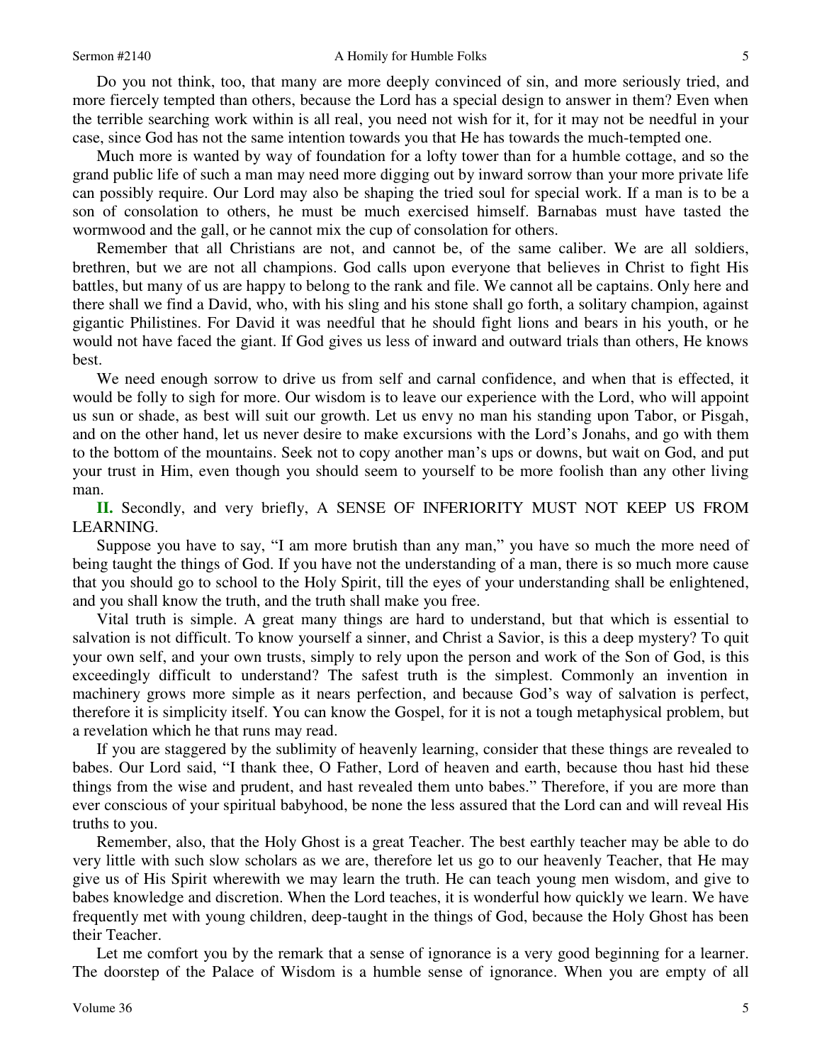Do you not think, too, that many are more deeply convinced of sin, and more seriously tried, and more fiercely tempted than others, because the Lord has a special design to answer in them? Even when the terrible searching work within is all real, you need not wish for it, for it may not be needful in your case, since God has not the same intention towards you that He has towards the much-tempted one.

Much more is wanted by way of foundation for a lofty tower than for a humble cottage, and so the grand public life of such a man may need more digging out by inward sorrow than your more private life can possibly require. Our Lord may also be shaping the tried soul for special work. If a man is to be a son of consolation to others, he must be much exercised himself. Barnabas must have tasted the wormwood and the gall, or he cannot mix the cup of consolation for others.

Remember that all Christians are not, and cannot be, of the same caliber. We are all soldiers, brethren, but we are not all champions. God calls upon everyone that believes in Christ to fight His battles, but many of us are happy to belong to the rank and file. We cannot all be captains. Only here and there shall we find a David, who, with his sling and his stone shall go forth, a solitary champion, against gigantic Philistines. For David it was needful that he should fight lions and bears in his youth, or he would not have faced the giant. If God gives us less of inward and outward trials than others, He knows best.

We need enough sorrow to drive us from self and carnal confidence, and when that is effected, it would be folly to sigh for more. Our wisdom is to leave our experience with the Lord, who will appoint us sun or shade, as best will suit our growth. Let us envy no man his standing upon Tabor, or Pisgah, and on the other hand, let us never desire to make excursions with the Lord's Jonahs, and go with them to the bottom of the mountains. Seek not to copy another man's ups or downs, but wait on God, and put your trust in Him, even though you should seem to yourself to be more foolish than any other living man.

**II.** Secondly, and very briefly, A SENSE OF INFERIORITY MUST NOT KEEP US FROM LEARNING.

Suppose you have to say, "I am more brutish than any man," you have so much the more need of being taught the things of God. If you have not the understanding of a man, there is so much more cause that you should go to school to the Holy Spirit, till the eyes of your understanding shall be enlightened, and you shall know the truth, and the truth shall make you free.

Vital truth is simple. A great many things are hard to understand, but that which is essential to salvation is not difficult. To know yourself a sinner, and Christ a Savior, is this a deep mystery? To quit your own self, and your own trusts, simply to rely upon the person and work of the Son of God, is this exceedingly difficult to understand? The safest truth is the simplest. Commonly an invention in machinery grows more simple as it nears perfection, and because God's way of salvation is perfect, therefore it is simplicity itself. You can know the Gospel, for it is not a tough metaphysical problem, but a revelation which he that runs may read.

If you are staggered by the sublimity of heavenly learning, consider that these things are revealed to babes. Our Lord said, "I thank thee, O Father, Lord of heaven and earth, because thou hast hid these things from the wise and prudent, and hast revealed them unto babes." Therefore, if you are more than ever conscious of your spiritual babyhood, be none the less assured that the Lord can and will reveal His truths to you.

Remember, also, that the Holy Ghost is a great Teacher. The best earthly teacher may be able to do very little with such slow scholars as we are, therefore let us go to our heavenly Teacher, that He may give us of His Spirit wherewith we may learn the truth. He can teach young men wisdom, and give to babes knowledge and discretion. When the Lord teaches, it is wonderful how quickly we learn. We have frequently met with young children, deep-taught in the things of God, because the Holy Ghost has been their Teacher.

Let me comfort you by the remark that a sense of ignorance is a very good beginning for a learner. The doorstep of the Palace of Wisdom is a humble sense of ignorance. When you are empty of all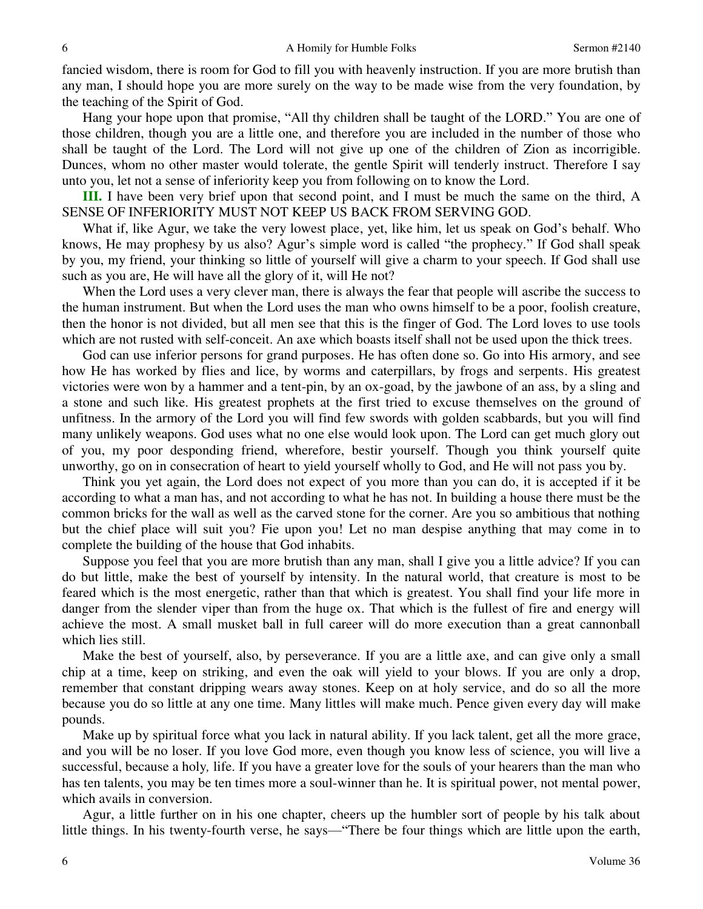fancied wisdom, there is room for God to fill you with heavenly instruction. If you are more brutish than any man, I should hope you are more surely on the way to be made wise from the very foundation, by the teaching of the Spirit of God.

Hang your hope upon that promise, "All thy children shall be taught of the LORD." You are one of those children, though you are a little one, and therefore you are included in the number of those who shall be taught of the Lord. The Lord will not give up one of the children of Zion as incorrigible. Dunces, whom no other master would tolerate, the gentle Spirit will tenderly instruct. Therefore I say unto you, let not a sense of inferiority keep you from following on to know the Lord.

**III.** I have been very brief upon that second point, and I must be much the same on the third, A SENSE OF INFERIORITY MUST NOT KEEP US BACK FROM SERVING GOD.

What if, like Agur, we take the very lowest place, yet, like him, let us speak on God's behalf. Who knows, He may prophesy by us also? Agur's simple word is called "the prophecy." If God shall speak by you, my friend, your thinking so little of yourself will give a charm to your speech. If God shall use such as you are, He will have all the glory of it, will He not?

When the Lord uses a very clever man, there is always the fear that people will ascribe the success to the human instrument. But when the Lord uses the man who owns himself to be a poor, foolish creature, then the honor is not divided, but all men see that this is the finger of God. The Lord loves to use tools which are not rusted with self-conceit. An axe which boasts itself shall not be used upon the thick trees.

God can use inferior persons for grand purposes. He has often done so. Go into His armory, and see how He has worked by flies and lice, by worms and caterpillars, by frogs and serpents. His greatest victories were won by a hammer and a tent-pin, by an ox-goad, by the jawbone of an ass, by a sling and a stone and such like. His greatest prophets at the first tried to excuse themselves on the ground of unfitness. In the armory of the Lord you will find few swords with golden scabbards, but you will find many unlikely weapons. God uses what no one else would look upon. The Lord can get much glory out of you, my poor desponding friend, wherefore, bestir yourself. Though you think yourself quite unworthy, go on in consecration of heart to yield yourself wholly to God, and He will not pass you by.

Think you yet again, the Lord does not expect of you more than you can do, it is accepted if it be according to what a man has, and not according to what he has not. In building a house there must be the common bricks for the wall as well as the carved stone for the corner. Are you so ambitious that nothing but the chief place will suit you? Fie upon you! Let no man despise anything that may come in to complete the building of the house that God inhabits.

Suppose you feel that you are more brutish than any man, shall I give you a little advice? If you can do but little, make the best of yourself by intensity. In the natural world, that creature is most to be feared which is the most energetic, rather than that which is greatest. You shall find your life more in danger from the slender viper than from the huge ox. That which is the fullest of fire and energy will achieve the most. A small musket ball in full career will do more execution than a great cannonball which lies still.

Make the best of yourself, also, by perseverance. If you are a little axe, and can give only a small chip at a time, keep on striking, and even the oak will yield to your blows. If you are only a drop, remember that constant dripping wears away stones. Keep on at holy service, and do so all the more because you do so little at any one time. Many littles will make much. Pence given every day will make pounds.

Make up by spiritual force what you lack in natural ability. If you lack talent, get all the more grace, and you will be no loser. If you love God more, even though you know less of science, you will live a successful, because a holy*,* life. If you have a greater love for the souls of your hearers than the man who has ten talents, you may be ten times more a soul-winner than he. It is spiritual power, not mental power, which avails in conversion.

Agur, a little further on in his one chapter, cheers up the humbler sort of people by his talk about little things. In his twenty-fourth verse, he says—"There be four things which are little upon the earth,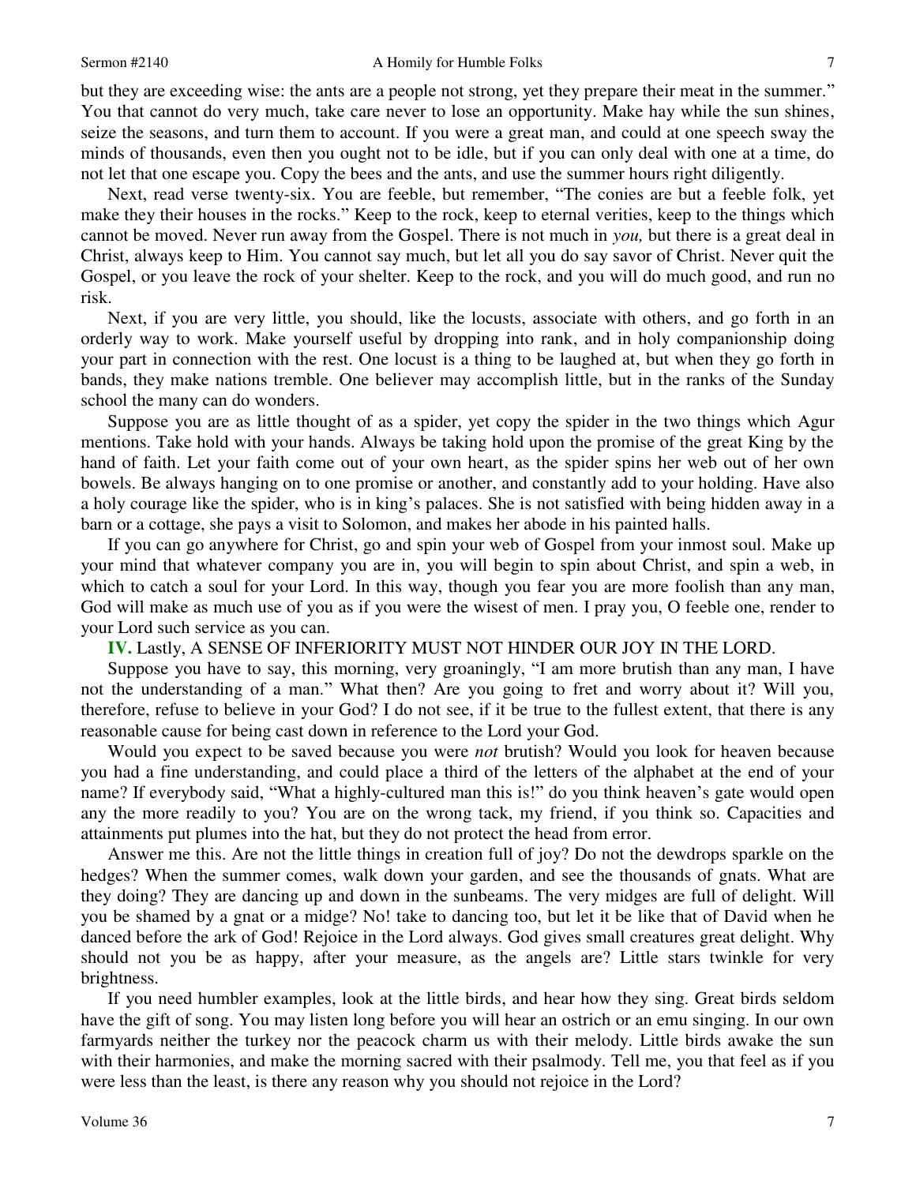but they are exceeding wise: the ants are a people not strong, yet they prepare their meat in the summer." You that cannot do very much, take care never to lose an opportunity. Make hay while the sun shines, seize the seasons, and turn them to account. If you were a great man, and could at one speech sway the minds of thousands, even then you ought not to be idle, but if you can only deal with one at a time, do not let that one escape you. Copy the bees and the ants, and use the summer hours right diligently.

Next, read verse twenty-six. You are feeble, but remember, "The conies are but a feeble folk, yet make they their houses in the rocks." Keep to the rock, keep to eternal verities, keep to the things which cannot be moved. Never run away from the Gospel. There is not much in *you,* but there is a great deal in Christ, always keep to Him. You cannot say much, but let all you do say savor of Christ. Never quit the Gospel, or you leave the rock of your shelter. Keep to the rock, and you will do much good, and run no risk.

Next, if you are very little, you should, like the locusts, associate with others, and go forth in an orderly way to work. Make yourself useful by dropping into rank, and in holy companionship doing your part in connection with the rest. One locust is a thing to be laughed at, but when they go forth in bands, they make nations tremble. One believer may accomplish little, but in the ranks of the Sunday school the many can do wonders.

Suppose you are as little thought of as a spider, yet copy the spider in the two things which Agur mentions. Take hold with your hands. Always be taking hold upon the promise of the great King by the hand of faith. Let your faith come out of your own heart, as the spider spins her web out of her own bowels. Be always hanging on to one promise or another, and constantly add to your holding. Have also a holy courage like the spider, who is in king's palaces. She is not satisfied with being hidden away in a barn or a cottage, she pays a visit to Solomon, and makes her abode in his painted halls.

If you can go anywhere for Christ, go and spin your web of Gospel from your inmost soul. Make up your mind that whatever company you are in, you will begin to spin about Christ, and spin a web, in which to catch a soul for your Lord. In this way, though you fear you are more foolish than any man, God will make as much use of you as if you were the wisest of men. I pray you, O feeble one, render to your Lord such service as you can.

**IV.** Lastly, A SENSE OF INFERIORITY MUST NOT HINDER OUR JOY IN THE LORD.

Suppose you have to say, this morning, very groaningly, "I am more brutish than any man, I have not the understanding of a man." What then? Are you going to fret and worry about it? Will you, therefore, refuse to believe in your God? I do not see, if it be true to the fullest extent, that there is any reasonable cause for being cast down in reference to the Lord your God.

Would you expect to be saved because you were *not* brutish? Would you look for heaven because you had a fine understanding, and could place a third of the letters of the alphabet at the end of your name? If everybody said, "What a highly-cultured man this is!" do you think heaven's gate would open any the more readily to you? You are on the wrong tack, my friend, if you think so. Capacities and attainments put plumes into the hat, but they do not protect the head from error.

Answer me this. Are not the little things in creation full of joy? Do not the dewdrops sparkle on the hedges? When the summer comes, walk down your garden, and see the thousands of gnats. What are they doing? They are dancing up and down in the sunbeams. The very midges are full of delight. Will you be shamed by a gnat or a midge? No! take to dancing too, but let it be like that of David when he danced before the ark of God! Rejoice in the Lord always. God gives small creatures great delight. Why should not you be as happy, after your measure, as the angels are? Little stars twinkle for very brightness.

If you need humbler examples, look at the little birds, and hear how they sing. Great birds seldom have the gift of song. You may listen long before you will hear an ostrich or an emu singing. In our own farmyards neither the turkey nor the peacock charm us with their melody. Little birds awake the sun with their harmonies, and make the morning sacred with their psalmody. Tell me, you that feel as if you were less than the least, is there any reason why you should not rejoice in the Lord?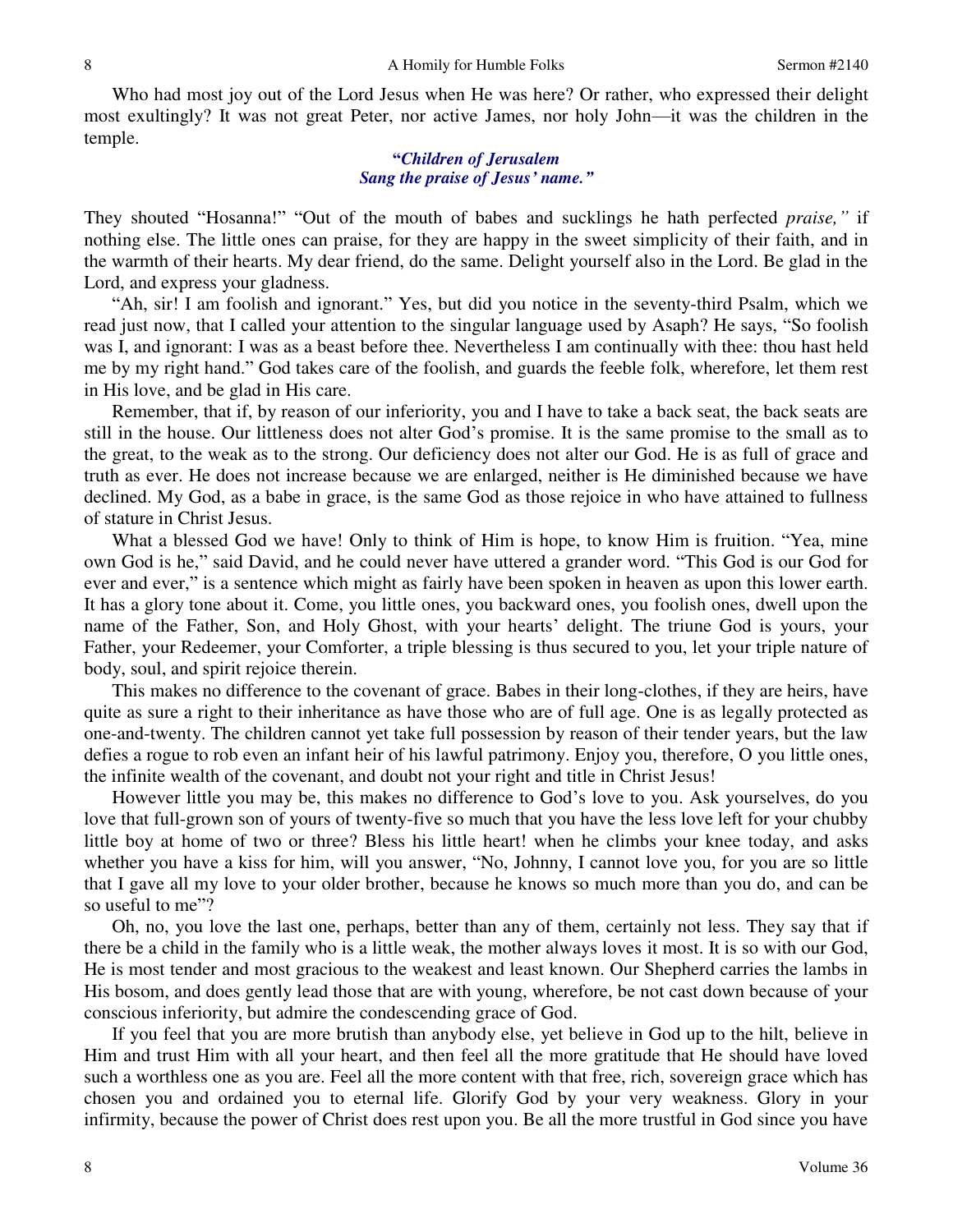Who had most joy out of the Lord Jesus when He was here? Or rather, who expressed their delight most exultingly? It was not great Peter, nor active James, nor holy John—it was the children in the temple.

> ***"Children of Jerusalem***
> ***Sang the praise of Jesus' name."***

They shouted "Hosanna!" "Out of the mouth of babes and sucklings he hath perfected *praise,"* if nothing else. The little ones can praise, for they are happy in the sweet simplicity of their faith, and in the warmth of their hearts. My dear friend, do the same. Delight yourself also in the Lord. Be glad in the Lord, and express your gladness.

"Ah, sir! I am foolish and ignorant." Yes, but did you notice in the seventy-third Psalm, which we read just now, that I called your attention to the singular language used by Asaph? He says, "So foolish was I, and ignorant: I was as a beast before thee. Nevertheless I am continually with thee: thou hast held me by my right hand." God takes care of the foolish, and guards the feeble folk, wherefore, let them rest in His love, and be glad in His care.

Remember, that if, by reason of our inferiority, you and I have to take a back seat, the back seats are still in the house. Our littleness does not alter God's promise. It is the same promise to the small as to the great, to the weak as to the strong. Our deficiency does not alter our God. He is as full of grace and truth as ever. He does not increase because we are enlarged, neither is He diminished because we have declined. My God, as a babe in grace, is the same God as those rejoice in who have attained to fullness of stature in Christ Jesus.

What a blessed God we have! Only to think of Him is hope, to know Him is fruition. "Yea, mine own God is he," said David, and he could never have uttered a grander word. "This God is our God for ever and ever," is a sentence which might as fairly have been spoken in heaven as upon this lower earth. It has a glory tone about it. Come, you little ones, you backward ones, you foolish ones, dwell upon the name of the Father, Son, and Holy Ghost, with your hearts' delight. The triune God is yours, your Father, your Redeemer, your Comforter, a triple blessing is thus secured to you, let your triple nature of body, soul, and spirit rejoice therein.

This makes no difference to the covenant of grace. Babes in their long-clothes, if they are heirs, have quite as sure a right to their inheritance as have those who are of full age. One is as legally protected as one-and-twenty. The children cannot yet take full possession by reason of their tender years, but the law defies a rogue to rob even an infant heir of his lawful patrimony. Enjoy you, therefore, O you little ones, the infinite wealth of the covenant, and doubt not your right and title in Christ Jesus!

However little you may be, this makes no difference to God's love to you. Ask yourselves, do you love that full-grown son of yours of twenty-five so much that you have the less love left for your chubby little boy at home of two or three? Bless his little heart! when he climbs your knee today, and asks whether you have a kiss for him, will you answer, "No, Johnny, I cannot love you, for you are so little that I gave all my love to your older brother, because he knows so much more than you do, and can be so useful to me"?

Oh, no, you love the last one, perhaps, better than any of them, certainly not less. They say that if there be a child in the family who is a little weak, the mother always loves it most. It is so with our God, He is most tender and most gracious to the weakest and least known. Our Shepherd carries the lambs in His bosom, and does gently lead those that are with young, wherefore, be not cast down because of your conscious inferiority, but admire the condescending grace of God.

If you feel that you are more brutish than anybody else, yet believe in God up to the hilt, believe in Him and trust Him with all your heart, and then feel all the more gratitude that He should have loved such a worthless one as you are. Feel all the more content with that free, rich, sovereign grace which has chosen you and ordained you to eternal life. Glorify God by your very weakness. Glory in your infirmity, because the power of Christ does rest upon you. Be all the more trustful in God since you have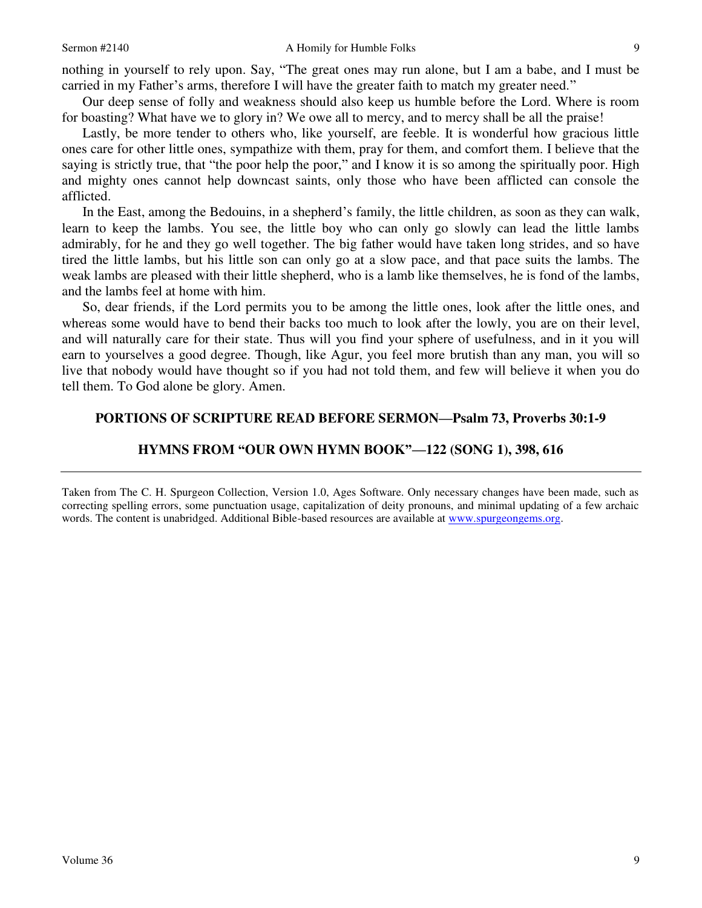nothing in yourself to rely upon. Say, "The great ones may run alone, but I am a babe, and I must be carried in my Father's arms, therefore I will have the greater faith to match my greater need."

Our deep sense of folly and weakness should also keep us humble before the Lord. Where is room for boasting? What have we to glory in? We owe all to mercy, and to mercy shall be all the praise!

Lastly, be more tender to others who, like yourself, are feeble. It is wonderful how gracious little ones care for other little ones, sympathize with them, pray for them, and comfort them. I believe that the saying is strictly true, that "the poor help the poor," and I know it is so among the spiritually poor. High and mighty ones cannot help downcast saints, only those who have been afflicted can console the afflicted.

In the East, among the Bedouins, in a shepherd's family, the little children, as soon as they can walk, learn to keep the lambs. You see, the little boy who can only go slowly can lead the little lambs admirably, for he and they go well together. The big father would have taken long strides, and so have tired the little lambs, but his little son can only go at a slow pace, and that pace suits the lambs. The weak lambs are pleased with their little shepherd, who is a lamb like themselves, he is fond of the lambs, and the lambs feel at home with him.

So, dear friends, if the Lord permits you to be among the little ones, look after the little ones, and whereas some would have to bend their backs too much to look after the lowly, you are on their level, and will naturally care for their state. Thus will you find your sphere of usefulness, and in it you will earn to yourselves a good degree. Though, like Agur, you feel more brutish than any man, you will so live that nobody would have thought so if you had not told them, and few will believe it when you do tell them. To God alone be glory. Amen.

**PORTIONS OF SCRIPTURE READ BEFORE SERMON—Psalm 73, Proverbs 30:1-9**

**HYMNS FROM "OUR OWN HYMN BOOK"—122 (SONG 1), 398, 616**

---

Taken from The C. H. Spurgeon Collection, Version 1.0, Ages Software. Only necessary changes have been made, such as correcting spelling errors, some punctuation usage, capitalization of deity pronouns, and minimal updating of a few archaic words. The content is unabridged. Additional Bible-based resources are available at www.spurgeongems.org.